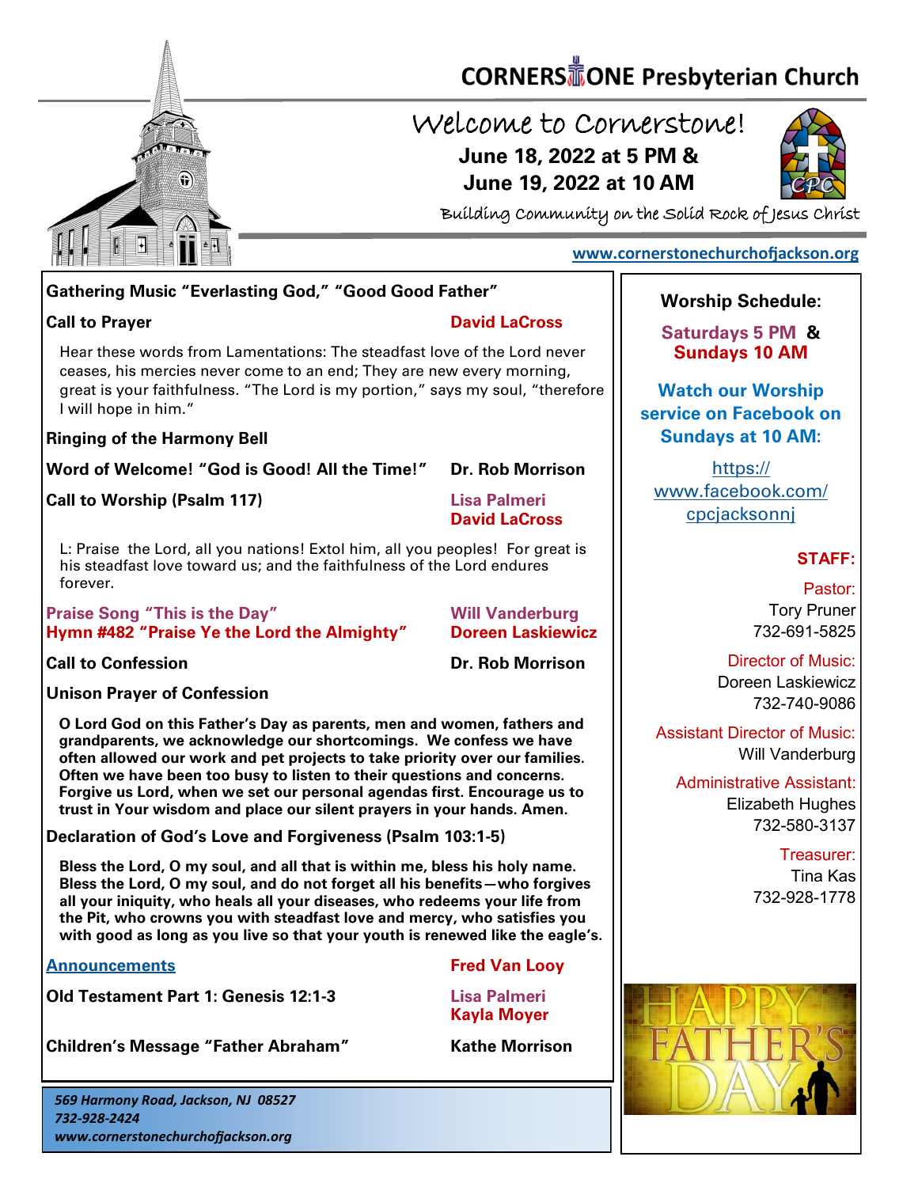# CORNERSTONE Presbyterian Church

## Welcome to Cornerstone!

**June 18, 2022 at 5 PM &**
**June 19, 2022 at 10 AM**

Building Community on the Solid Rock of Jesus Christ

www.cornerstonechurchofjackson.org

**Gathering Music "Everlasting God," "Good Good Father"**

**Call to Prayer** — **David LaCross**

Hear these words from Lamentations: The steadfast love of the Lord never ceases, his mercies never come to an end; They are new every morning, great is your faithfulness. "The Lord is my portion," says my soul, "therefore I will hope in him."

**Ringing of the Harmony Bell**

**Word of Welcome! "God is Good! All the Time!"** — **Dr. Rob Morrison**

**Call to Worship (Psalm 117)** — **Lisa Palmeri**, **David LaCross**

L: Praise the Lord, all you nations! Extol him, all you peoples! For great is his steadfast love toward us; and the faithfulness of the Lord endures forever.

**Praise Song "This is the Day"** — **Will Vanderburg**
**Hymn #482 "Praise Ye the Lord the Almighty"** — **Doreen Laskiewicz**

**Call to Confession** — **Dr. Rob Morrison**

**Unison Prayer of Confession**

**O Lord God on this Father's Day as parents, men and women, fathers and grandparents, we acknowledge our shortcomings. We confess we have often allowed our work and pet projects to take priority over our families. Often we have been too busy to listen to their questions and concerns. Forgive us Lord, when we set our personal agendas first. Encourage us to trust in Your wisdom and place our silent prayers in your hands. Amen.**

**Declaration of God's Love and Forgiveness (Psalm 103:1-5)**

**Bless the Lord, O my soul, and all that is within me, bless his holy name. Bless the Lord, O my soul, and do not forget all his benefits—who forgives all your iniquity, who heals all your diseases, who redeems your life from the Pit, who crowns you with steadfast love and mercy, who satisfies you with good as long as you live so that your youth is renewed like the eagle's.**

**Announcements** — **Fred Van Looy**

**Old Testament Part 1: Genesis 12:1-3** — **Lisa Palmeri**, **Kayla Moyer**

**Children's Message "Father Abraham"** — **Kathe Morrison**

*569 Harmony Road, Jackson, NJ 08527*
*732-928-2424*
*www.cornerstonechurchofjackson.org*

---

**Worship Schedule:**

**Saturdays 5 PM &**
**Sundays 10 AM**

**Watch our Worship service on Facebook on Sundays at 10 AM:**

https://www.facebook.com/cpcjacksonnj

**STAFF:**

Pastor:
Tory Pruner
732-691-5825

Director of Music:
Doreen Laskiewicz
732-740-9086

Assistant Director of Music:
Will Vanderburg

Administrative Assistant:
Elizabeth Hughes
732-580-3137

Treasurer:
Tina Kas
732-928-1778

HAPPY FATHER'S DAY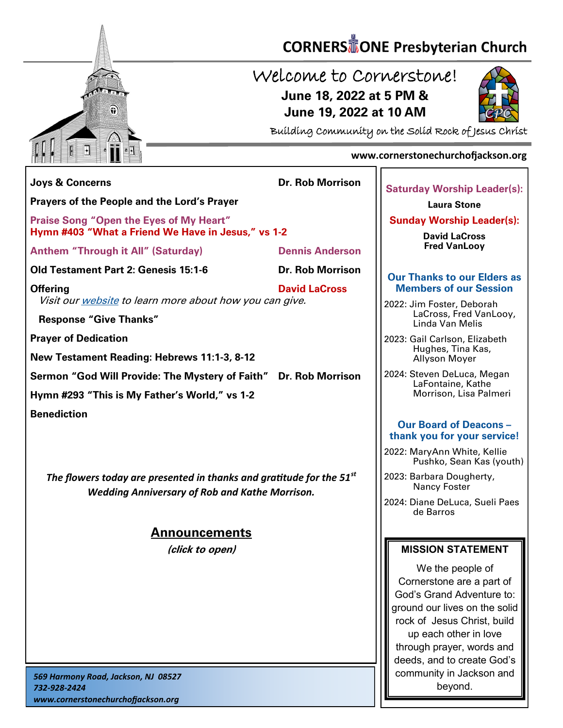# CORNERSTONE Presbyterian Church

## Welcome to Cornerstone!

**June 18, 2022 at 5 PM &**
**June 19, 2022 at 10 AM**

Building Community on the Solid Rock of Jesus Christ

www.cornerstonechurchofjackson.org

**Joys & Concerns** — **Dr. Rob Morrison**

**Prayers of the People and the Lord's Prayer**

**Praise Song "Open the Eyes of My Heart"**
**Hymn #403 "What a Friend We Have in Jesus," vs 1-2**

**Anthem "Through it All" (Saturday)** — **Dennis Anderson**

**Old Testament Part 2: Genesis 15:1-6** — **Dr. Rob Morrison**

**Offering** — **David LaCross**
*Visit our website to learn more about how you can give.*

**Response "Give Thanks"**

**Prayer of Dedication**

**New Testament Reading: Hebrews 11:1-3, 8-12**

**Sermon "God Will Provide: The Mystery of Faith"** — **Dr. Rob Morrison**

**Hymn #293 "This is My Father's World," vs 1-2**

**Benediction**

***The flowers today are presented in thanks and gratitude for the 51st Wedding Anniversary of Rob and Kathe Morrison.***

## Announcements

***(click to open)***

*569 Harmony Road, Jackson, NJ 08527*
*732-928-2424*
*www.cornerstonechurchofjackson.org*

**Saturday Worship Leader(s):**
**Laura Stone**

**Sunday Worship Leader(s):**
**David LaCross**
**Fred VanLooy**

**Our Thanks to our Elders as Members of our Session**

2022: Jim Foster, Deborah LaCross, Fred VanLooy, Linda Van Melis

2023: Gail Carlson, Elizabeth Hughes, Tina Kas, Allyson Moyer

2024: Steven DeLuca, Megan LaFontaine, Kathe Morrison, Lisa Palmeri

**Our Board of Deacons – thank you for your service!**

2022: MaryAnn White, Kellie Pushko, Sean Kas (youth)

2023: Barbara Dougherty, Nancy Foster

2024: Diane DeLuca, Sueli Paes de Barros

**MISSION STATEMENT**

We the people of Cornerstone are a part of God's Grand Adventure to: ground our lives on the solid rock of Jesus Christ, build up each other in love through prayer, words and deeds, and to create God's community in Jackson and beyond.